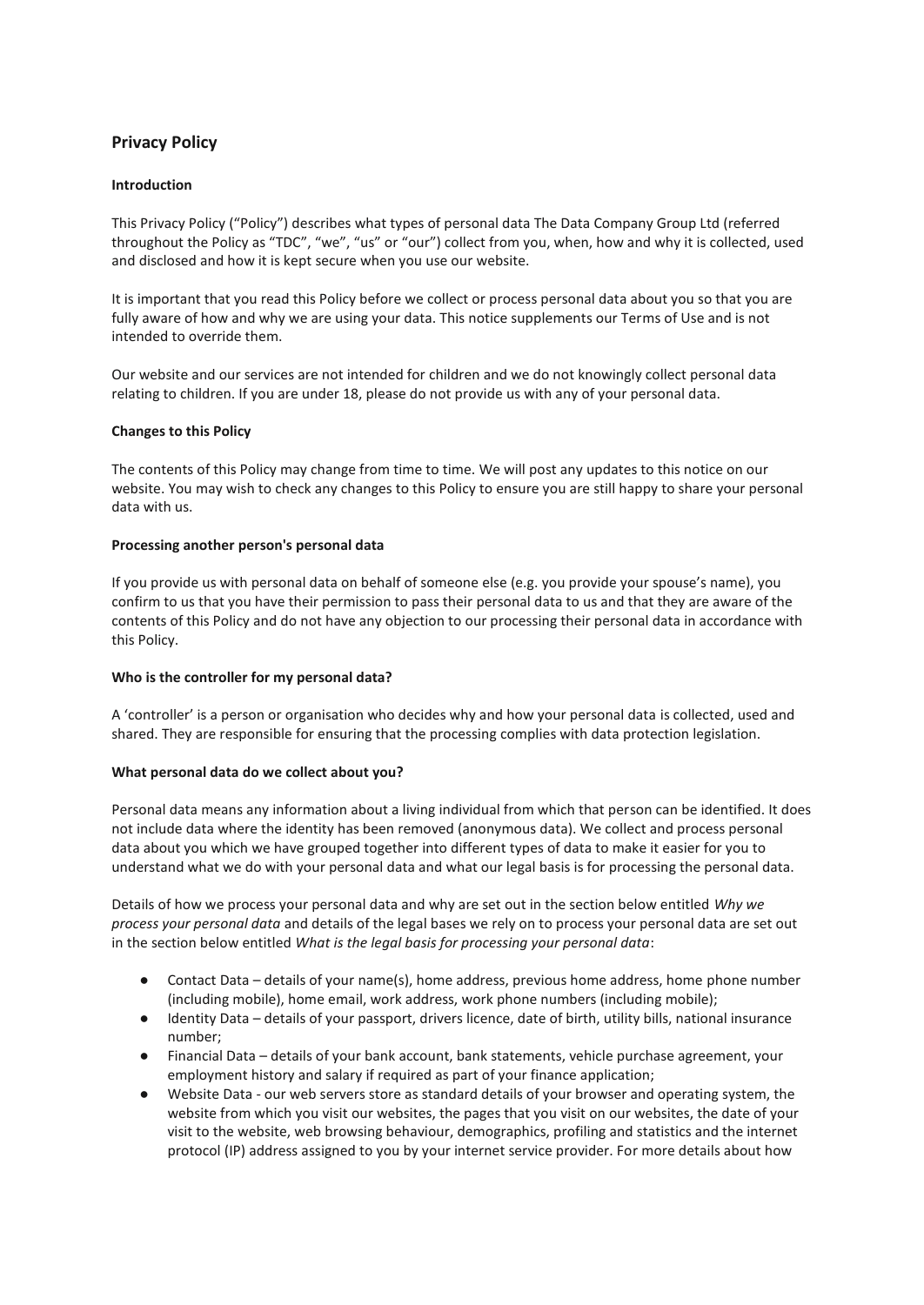# Privacy Policy

**Introduction**

This Privacy Policy ("Policy") describes what types of personal data The Data Company Group Ltd (referred throughout the Policy as "TDC", "we", "us" or "our") collect from you, when, how and why it is collected, used and disclosed and how it is kept secure when you use our website.

It is important that you read this Policy before we collect or process personal data about you so that you are fully aware of how and why we are using your data. This notice supplements our Terms of Use and is not intended to override them.

Our website and our services are not intended for children and we do not knowingly collect personal data relating to children. If you are under 18, please do not provide us with any of your personal data.

**Changes to this Policy**

The contents of this Policy may change from time to time. We will post any updates to this notice on our website. You may wish to check any changes to this Policy to ensure you are still happy to share your personal data with us.

**Processing another person's personal data**

If you provide us with personal data on behalf of someone else (e.g. you provide your spouse's name), you confirm to us that you have their permission to pass their personal data to us and that they are aware of the contents of this Policy and do not have any objection to our processing their personal data in accordance with this Policy.

**Who is the controller for my personal data?**

A 'controller' is a person or organisation who decides why and how your personal data is collected, used and shared. They are responsible for ensuring that the processing complies with data protection legislation.

**What personal data do we collect about you?**

Personal data means any information about a living individual from which that person can be identified. It does not include data where the identity has been removed (anonymous data). We collect and process personal data about you which we have grouped together into different types of data to make it easier for you to understand what we do with your personal data and what our legal basis is for processing the personal data.

Details of how we process your personal data and why are set out in the section below entitled *Why we process your personal data* and details of the legal bases we rely on to process your personal data are set out in the section below entitled *What is the legal basis for processing your personal data*:

- Contact Data – details of your name(s), home address, previous home address, home phone number (including mobile), home email, work address, work phone numbers (including mobile);
- Identity Data – details of your passport, drivers licence, date of birth, utility bills, national insurance number;
- Financial Data – details of your bank account, bank statements, vehicle purchase agreement, your employment history and salary if required as part of your finance application;
- Website Data - our web servers store as standard details of your browser and operating system, the website from which you visit our websites, the pages that you visit on our websites, the date of your visit to the website, web browsing behaviour, demographics, profiling and statistics and the internet protocol (IP) address assigned to you by your internet service provider. For more details about how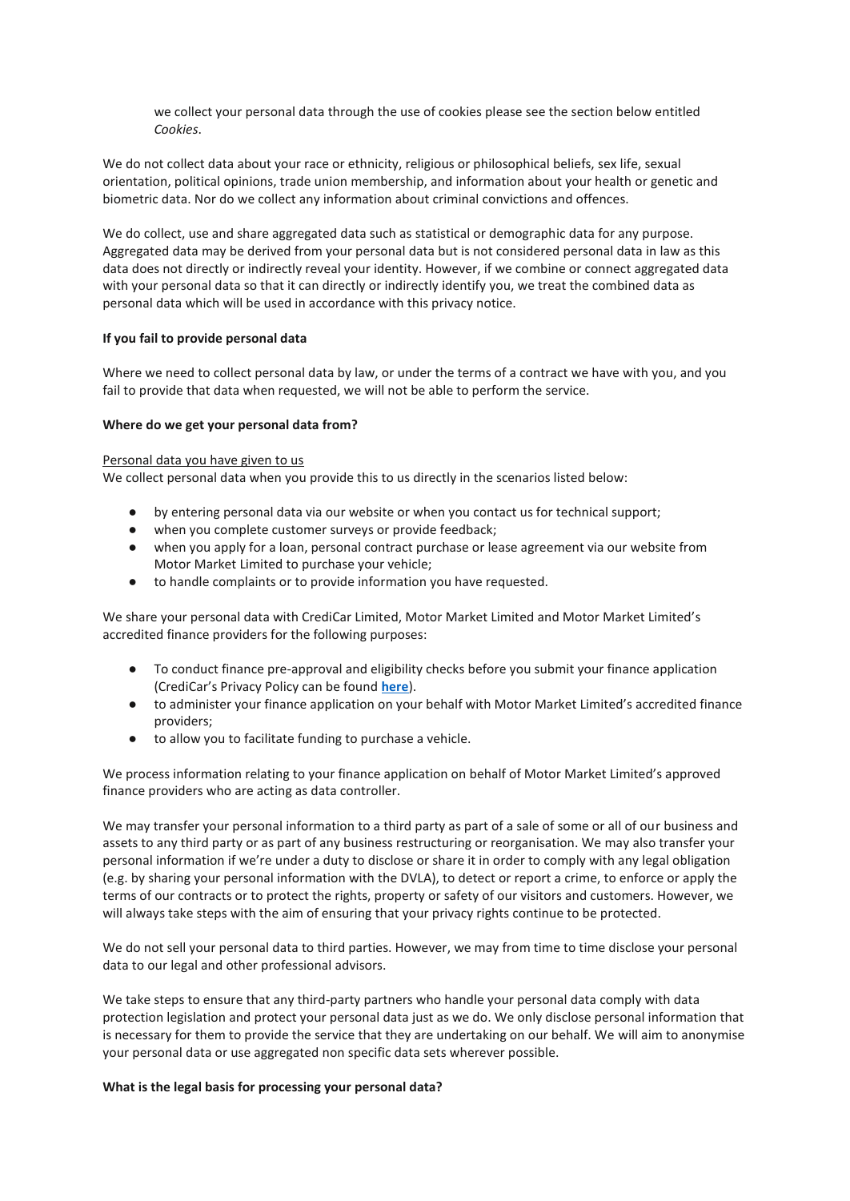we collect your personal data through the use of cookies please see the section below entitled *Cookies*.

We do not collect data about your race or ethnicity, religious or philosophical beliefs, sex life, sexual orientation, political opinions, trade union membership, and information about your health or genetic and biometric data. Nor do we collect any information about criminal convictions and offences.

We do collect, use and share aggregated data such as statistical or demographic data for any purpose. Aggregated data may be derived from your personal data but is not considered personal data in law as this data does not directly or indirectly reveal your identity. However, if we combine or connect aggregated data with your personal data so that it can directly or indirectly identify you, we treat the combined data as personal data which will be used in accordance with this privacy notice.

**If you fail to provide personal data**

Where we need to collect personal data by law, or under the terms of a contract we have with you, and you fail to provide that data when requested, we will not be able to perform the service.

**Where do we get your personal data from?**

<u>Personal data you have given to us</u>
We collect personal data when you provide this to us directly in the scenarios listed below:

- by entering personal data via our website or when you contact us for technical support;
- when you complete customer surveys or provide feedback;
- when you apply for a loan, personal contract purchase or lease agreement via our website from Motor Market Limited to purchase your vehicle;
- to handle complaints or to provide information you have requested.

We share your personal data with CrediCar Limited, Motor Market Limited and Motor Market Limited's accredited finance providers for the following purposes:

- To conduct finance pre-approval and eligibility checks before you submit your finance application (CrediCar's Privacy Policy can be found **here**).
- to administer your finance application on your behalf with Motor Market Limited's accredited finance providers;
- to allow you to facilitate funding to purchase a vehicle.

We process information relating to your finance application on behalf of Motor Market Limited's approved finance providers who are acting as data controller.

We may transfer your personal information to a third party as part of a sale of some or all of our business and assets to any third party or as part of any business restructuring or reorganisation. We may also transfer your personal information if we're under a duty to disclose or share it in order to comply with any legal obligation (e.g. by sharing your personal information with the DVLA), to detect or report a crime, to enforce or apply the terms of our contracts or to protect the rights, property or safety of our visitors and customers. However, we will always take steps with the aim of ensuring that your privacy rights continue to be protected.

We do not sell your personal data to third parties. However, we may from time to time disclose your personal data to our legal and other professional advisors.

We take steps to ensure that any third-party partners who handle your personal data comply with data protection legislation and protect your personal data just as we do. We only disclose personal information that is necessary for them to provide the service that they are undertaking on our behalf. We will aim to anonymise your personal data or use aggregated non specific data sets wherever possible.

**What is the legal basis for processing your personal data?**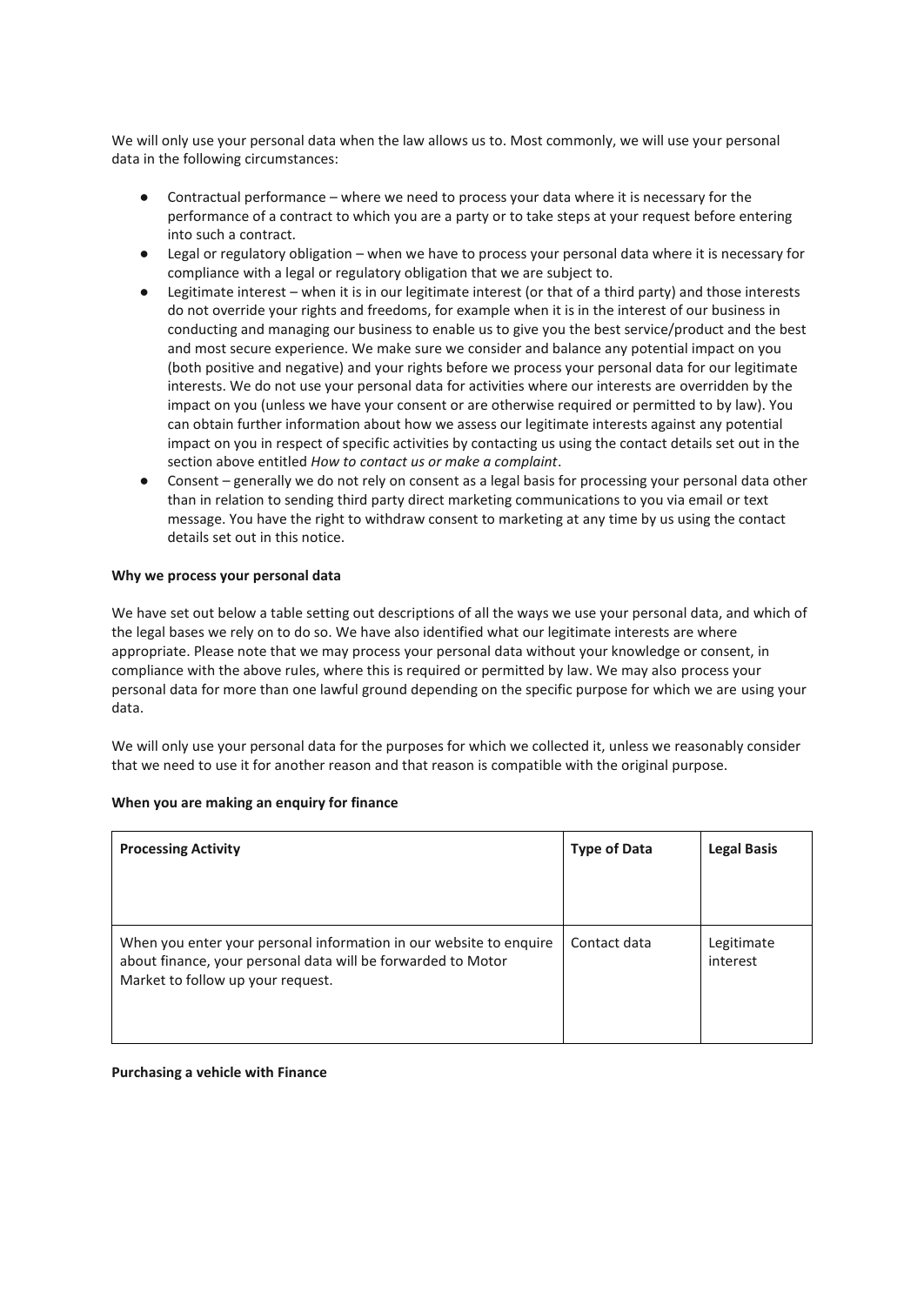We will only use your personal data when the law allows us to. Most commonly, we will use your personal data in the following circumstances:

- Contractual performance – where we need to process your data where it is necessary for the performance of a contract to which you are a party or to take steps at your request before entering into such a contract.
- Legal or regulatory obligation – when we have to process your personal data where it is necessary for compliance with a legal or regulatory obligation that we are subject to.
- Legitimate interest – when it is in our legitimate interest (or that of a third party) and those interests do not override your rights and freedoms, for example when it is in the interest of our business in conducting and managing our business to enable us to give you the best service/product and the best and most secure experience. We make sure we consider and balance any potential impact on you (both positive and negative) and your rights before we process your personal data for our legitimate interests. We do not use your personal data for activities where our interests are overridden by the impact on you (unless we have your consent or are otherwise required or permitted to by law). You can obtain further information about how we assess our legitimate interests against any potential impact on you in respect of specific activities by contacting us using the contact details set out in the section above entitled *How to contact us or make a complaint*.
- Consent – generally we do not rely on consent as a legal basis for processing your personal data other than in relation to sending third party direct marketing communications to you via email or text message. You have the right to withdraw consent to marketing at any time by us using the contact details set out in this notice.

**Why we process your personal data**

We have set out below a table setting out descriptions of all the ways we use your personal data, and which of the legal bases we rely on to do so. We have also identified what our legitimate interests are where appropriate. Please note that we may process your personal data without your knowledge or consent, in compliance with the above rules, where this is required or permitted by law. We may also process your personal data for more than one lawful ground depending on the specific purpose for which we are using your data.

We will only use your personal data for the purposes for which we collected it, unless we reasonably consider that we need to use it for another reason and that reason is compatible with the original purpose.

**When you are making an enquiry for finance**

| **Processing Activity** | **Type of Data** | **Legal Basis** |
| --- | --- | --- |
| When you enter your personal information in our website to enquire about finance, your personal data will be forwarded to Motor Market to follow up your request. | Contact data | Legitimate interest |

**Purchasing a vehicle with Finance**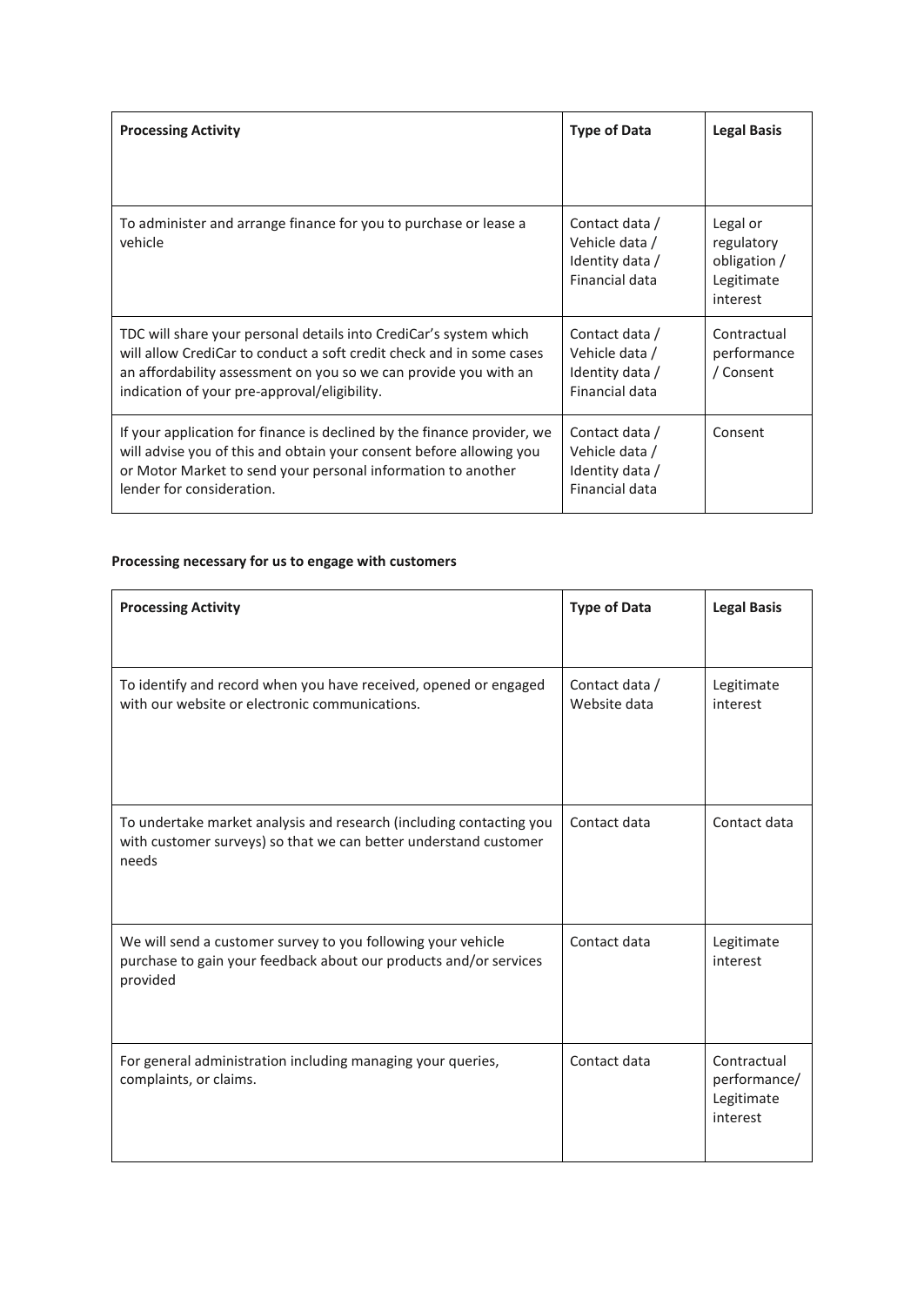| Processing Activity | Type of Data | Legal Basis |
|---|---|---|
| To administer and arrange finance for you to purchase or lease a vehicle | Contact data / Vehicle data / Identity data / Financial data | Legal or regulatory obligation / Legitimate interest |
| TDC will share your personal details into CrediCar's system which will allow CrediCar to conduct a soft credit check and in some cases an affordability assessment on you so we can provide you with an indication of your pre-approval/eligibility. | Contact data / Vehicle data / Identity data / Financial data | Contractual performance / Consent |
| If your application for finance is declined by the finance provider, we will advise you of this and obtain your consent before allowing you or Motor Market to send your personal information to another lender for consideration. | Contact data / Vehicle data / Identity data / Financial data | Consent |

**Processing necessary for us to engage with customers**

| Processing Activity | Type of Data | Legal Basis |
|---|---|---|
| To identify and record when you have received, opened or engaged with our website or electronic communications. | Contact data / Website data | Legitimate interest |
| To undertake market analysis and research (including contacting you with customer surveys) so that we can better understand customer needs | Contact data | Contact data |
| We will send a customer survey to you following your vehicle purchase to gain your feedback about our products and/or services provided | Contact data | Legitimate interest |
| For general administration including managing your queries, complaints, or claims. | Contact data | Contractual performance/ Legitimate interest |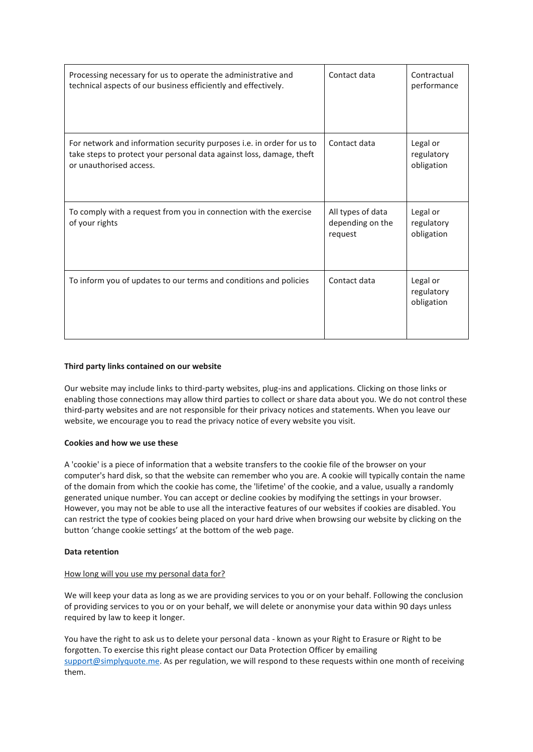| | | |
|---|---|---|
| Processing necessary for us to operate the administrative and technical aspects of our business efficiently and effectively. | Contact data | Contractual performance |
| For network and information security purposes i.e. in order for us to take steps to protect your personal data against loss, damage, theft or unauthorised access. | Contact data | Legal or regulatory obligation |
| To comply with a request from you in connection with the exercise of your rights | All types of data depending on the request | Legal or regulatory obligation |
| To inform you of updates to our terms and conditions and policies | Contact data | Legal or regulatory obligation |

**Third party links contained on our website**

Our website may include links to third-party websites, plug-ins and applications. Clicking on those links or enabling those connections may allow third parties to collect or share data about you. We do not control these third-party websites and are not responsible for their privacy notices and statements. When you leave our website, we encourage you to read the privacy notice of every website you visit.

**Cookies and how we use these**

A 'cookie' is a piece of information that a website transfers to the cookie file of the browser on your computer's hard disk, so that the website can remember who you are. A cookie will typically contain the name of the domain from which the cookie has come, the 'lifetime' of the cookie, and a value, usually a randomly generated unique number. You can accept or decline cookies by modifying the settings in your browser. However, you may not be able to use all the interactive features of our websites if cookies are disabled. You can restrict the type of cookies being placed on your hard drive when browsing our website by clicking on the button 'change cookie settings' at the bottom of the web page.

**Data retention**

How long will you use my personal data for?

We will keep your data as long as we are providing services to you or on your behalf. Following the conclusion of providing services to you or on your behalf, we will delete or anonymise your data within 90 days unless required by law to keep it longer.

You have the right to ask us to delete your personal data - known as your Right to Erasure or Right to be forgotten. To exercise this right please contact our Data Protection Officer by emailing support@simplyquote.me. As per regulation, we will respond to these requests within one month of receiving them.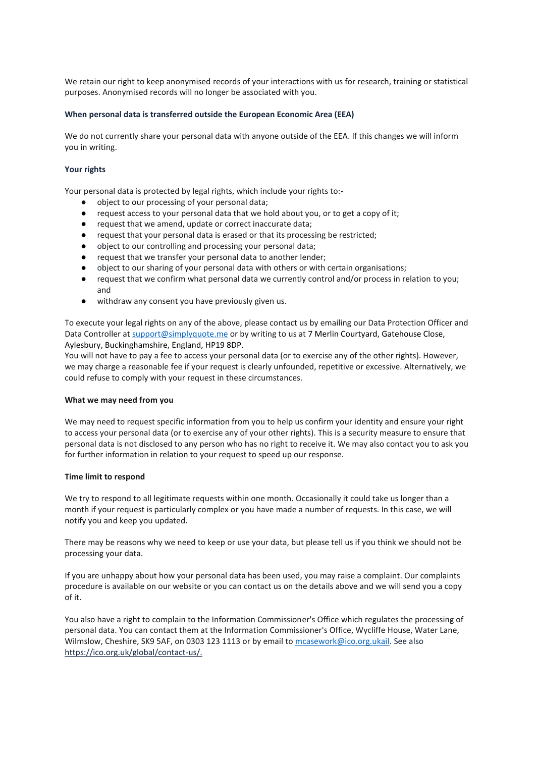We retain our right to keep anonymised records of your interactions with us for research, training or statistical purposes. Anonymised records will no longer be associated with you.

**When personal data is transferred outside the European Economic Area (EEA)**

We do not currently share your personal data with anyone outside of the EEA. If this changes we will inform you in writing.

**Your rights**

Your personal data is protected by legal rights, which include your rights to:-

- object to our processing of your personal data;
- request access to your personal data that we hold about you, or to get a copy of it;
- request that we amend, update or correct inaccurate data;
- request that your personal data is erased or that its processing be restricted;
- object to our controlling and processing your personal data;
- request that we transfer your personal data to another lender;
- object to our sharing of your personal data with others or with certain organisations;
- request that we confirm what personal data we currently control and/or process in relation to you; and
- withdraw any consent you have previously given us.

To execute your legal rights on any of the above, please contact us by emailing our Data Protection Officer and Data Controller at support@simplyquote.me or by writing to us at 7 Merlin Courtyard, Gatehouse Close, Aylesbury, Buckinghamshire, England, HP19 8DP.
You will not have to pay a fee to access your personal data (or to exercise any of the other rights). However, we may charge a reasonable fee if your request is clearly unfounded, repetitive or excessive. Alternatively, we could refuse to comply with your request in these circumstances.

**What we may need from you**

We may need to request specific information from you to help us confirm your identity and ensure your right to access your personal data (or to exercise any of your other rights). This is a security measure to ensure that personal data is not disclosed to any person who has no right to receive it. We may also contact you to ask you for further information in relation to your request to speed up our response.

**Time limit to respond**

We try to respond to all legitimate requests within one month. Occasionally it could take us longer than a month if your request is particularly complex or you have made a number of requests. In this case, we will notify you and keep you updated.

There may be reasons why we need to keep or use your data, but please tell us if you think we should not be processing your data.

If you are unhappy about how your personal data has been used, you may raise a complaint. Our complaints procedure is available on our website or you can contact us on the details above and we will send you a copy of it.

You also have a right to complain to the Information Commissioner's Office which regulates the processing of personal data. You can contact them at the Information Commissioner's Office, Wycliffe House, Water Lane, Wilmslow, Cheshire, SK9 5AF, on 0303 123 1113 or by email to mcasework@ico.org.ukail. See also https://ico.org.uk/global/contact-us/.